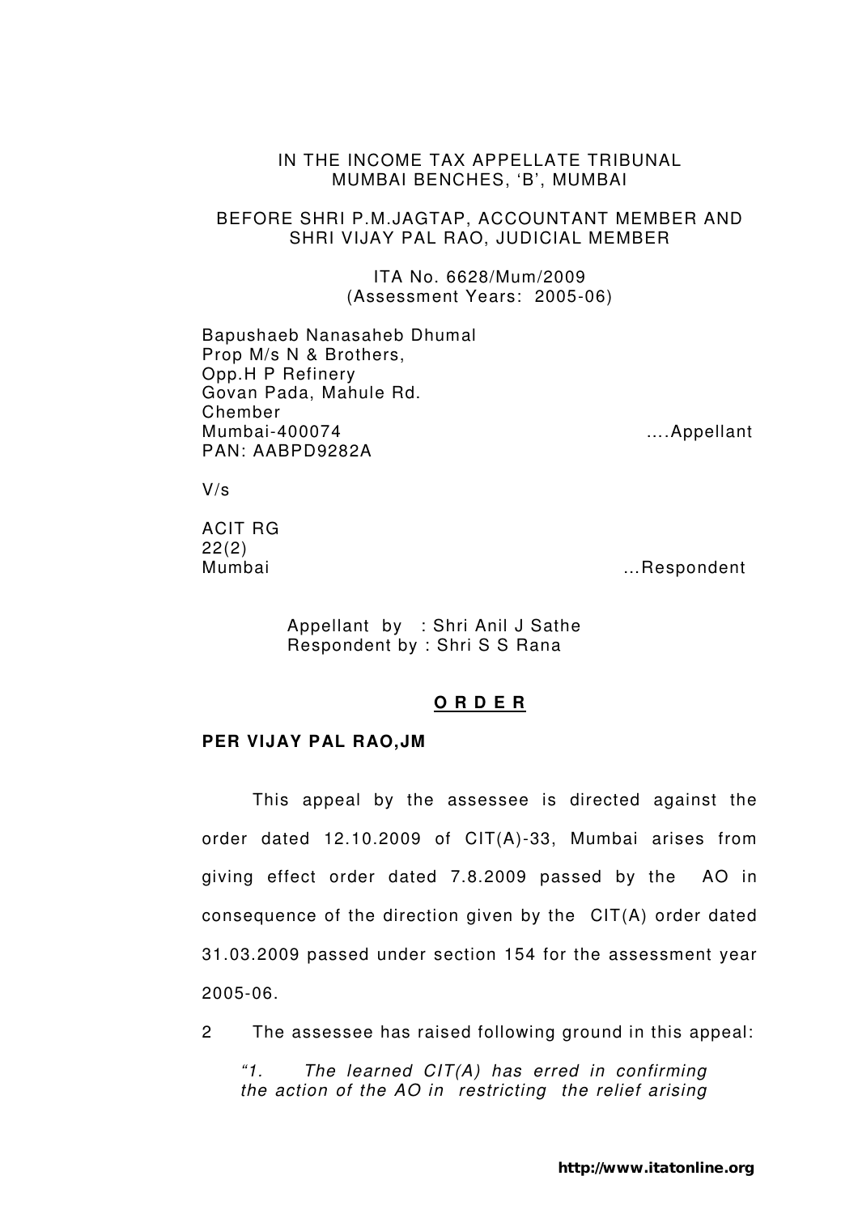IN THE INCOME TAX APPELLATE TRIBUNAL
MUMBAI BENCHES, 'B', MUMBAI

BEFORE SHRI P.M.JAGTAP, ACCOUNTANT MEMBER AND
SHRI VIJAY PAL RAO, JUDICIAL MEMBER

ITA No. 6628/Mum/2009
(Assessment Years: 2005-06)

Bapushaeb Nanasaheb Dhumal
Prop M/s N & Brothers,
Opp.H P Refinery
Govan Pada, Mahule Rd.
Chember
Mumbai-400074 ....Appellant
PAN: AABPD9282A

V/s

ACIT RG
22(2)
Mumbai ...Respondent

Appellant by : Shri Anil J Sathe
Respondent by : Shri S S Rana

**O R D E R**

**PER VIJAY PAL RAO,JM**

This appeal by the assessee is directed against the order dated 12.10.2009 of CIT(A)-33, Mumbai arises from giving effect order dated 7.8.2009 passed by the AO in consequence of the direction given by the CIT(A) order dated 31.03.2009 passed under section 154 for the assessment year 2005-06.

2 The assessee has raised following ground in this appeal:

*"1. The learned CIT(A) has erred in confirming the action of the AO in restricting the relief arising*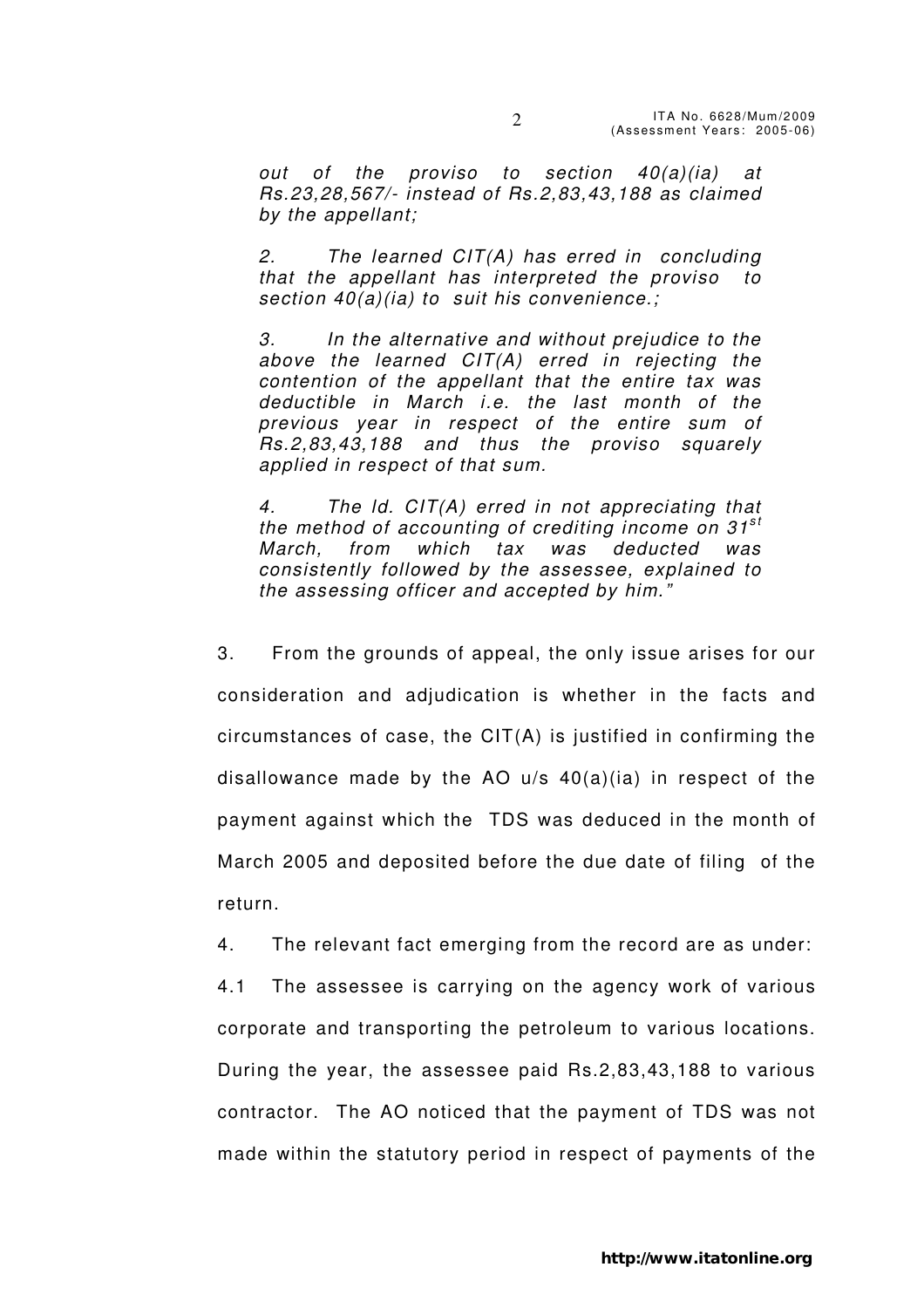*out of the proviso to section 40(a)(ia) at Rs.23,28,567/- instead of Rs.2,83,43,188 as claimed by the appellant;*

*2. The learned CIT(A) has erred in concluding that the appellant has interpreted the proviso to section 40(a)(ia) to suit his convenience.;*

*3. In the alternative and without prejudice to the above the learned CIT(A) erred in rejecting the contention of the appellant that the entire tax was deductible in March i.e. the last month of the previous year in respect of the entire sum of Rs.2,83,43,188 and thus the proviso squarely applied in respect of that sum.*

*4. The ld. CIT(A) erred in not appreciating that the method of accounting of crediting income on 31st March, from which tax was deducted was consistently followed by the assessee, explained to the assessing officer and accepted by him."*

3. From the grounds of appeal, the only issue arises for our consideration and adjudication is whether in the facts and circumstances of case, the CIT(A) is justified in confirming the disallowance made by the AO u/s 40(a)(ia) in respect of the payment against which the TDS was deduced in the month of March 2005 and deposited before the due date of filing of the return.

4. The relevant fact emerging from the record are as under:

4.1 The assessee is carrying on the agency work of various corporate and transporting the petroleum to various locations. During the year, the assessee paid Rs.2,83,43,188 to various contractor. The AO noticed that the payment of TDS was not made within the statutory period in respect of payments of the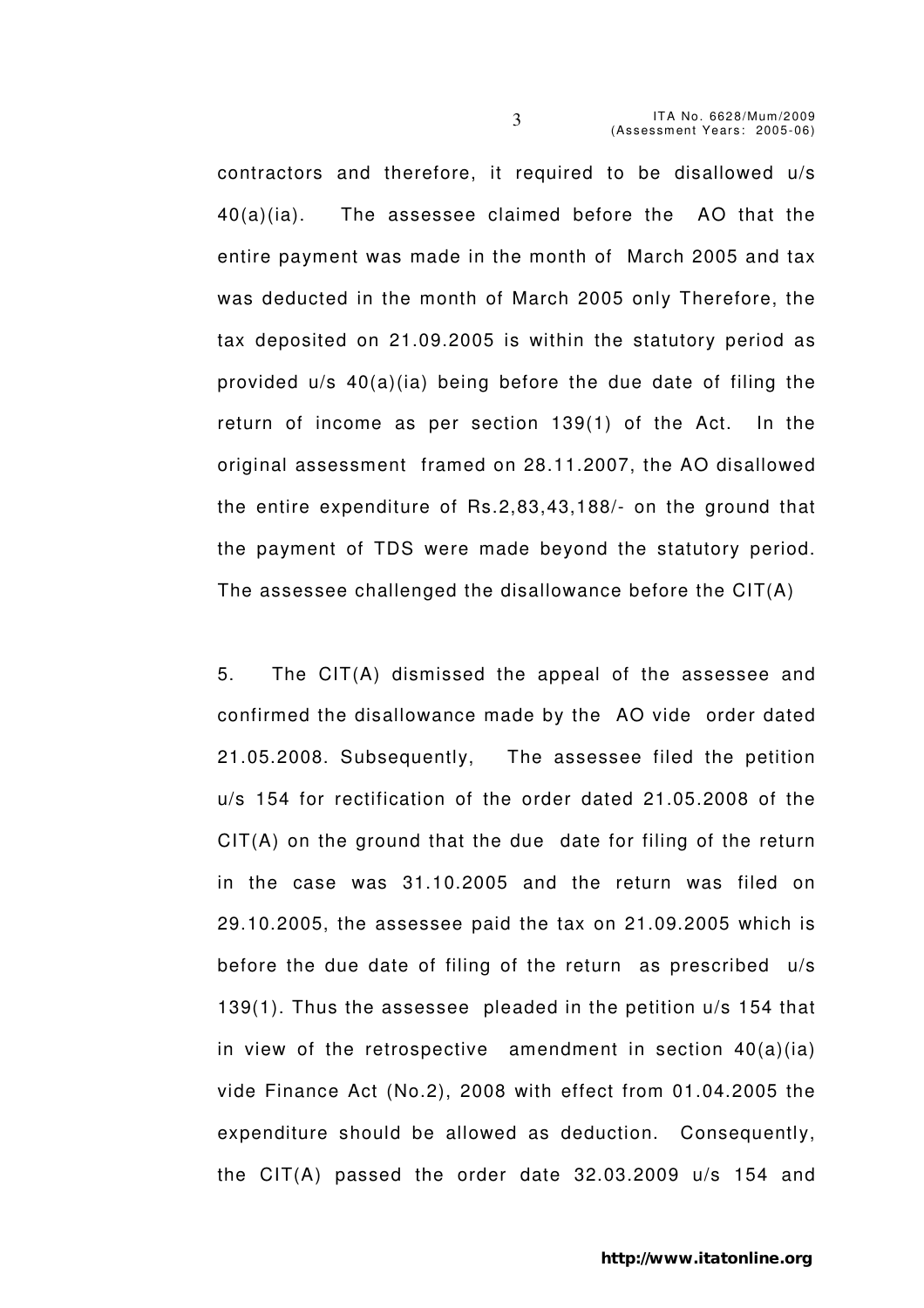contractors and therefore, it required to be disallowed u/s 40(a)(ia). The assessee claimed before the AO that the entire payment was made in the month of March 2005 and tax was deducted in the month of March 2005 only Therefore, the tax deposited on 21.09.2005 is within the statutory period as provided u/s 40(a)(ia) being before the due date of filing the return of income as per section 139(1) of the Act. In the original assessment framed on 28.11.2007, the AO disallowed the entire expenditure of Rs.2,83,43,188/- on the ground that the payment of TDS were made beyond the statutory period. The assessee challenged the disallowance before the CIT(A)

5. The CIT(A) dismissed the appeal of the assessee and confirmed the disallowance made by the AO vide order dated 21.05.2008. Subsequently, The assessee filed the petition u/s 154 for rectification of the order dated 21.05.2008 of the CIT(A) on the ground that the due date for filing of the return in the case was 31.10.2005 and the return was filed on 29.10.2005, the assessee paid the tax on 21.09.2005 which is before the due date of filing of the return as prescribed u/s 139(1). Thus the assessee pleaded in the petition u/s 154 that in view of the retrospective amendment in section 40(a)(ia) vide Finance Act (No.2), 2008 with effect from 01.04.2005 the expenditure should be allowed as deduction. Consequently, the CIT(A) passed the order date 32.03.2009 u/s 154 and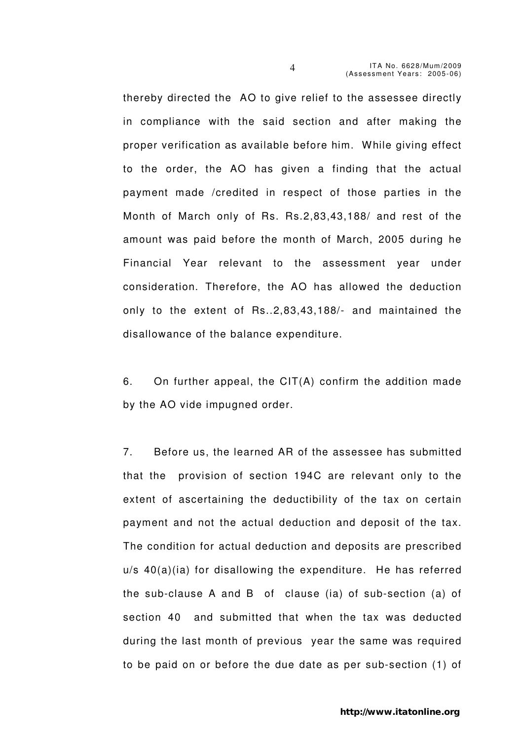thereby directed the AO to give relief to the assessee directly in compliance with the said section and after making the proper verification as available before him. While giving effect to the order, the AO has given a finding that the actual payment made /credited in respect of those parties in the Month of March only of Rs. Rs.2,83,43,188/ and rest of the amount was paid before the month of March, 2005 during he Financial Year relevant to the assessment year under consideration. Therefore, the AO has allowed the deduction only to the extent of Rs..2,83,43,188/- and maintained the disallowance of the balance expenditure.

6. On further appeal, the CIT(A) confirm the addition made by the AO vide impugned order.

7. Before us, the learned AR of the assessee has submitted that the provision of section 194C are relevant only to the extent of ascertaining the deductibility of the tax on certain payment and not the actual deduction and deposit of the tax. The condition for actual deduction and deposits are prescribed u/s 40(a)(ia) for disallowing the expenditure. He has referred the sub-clause A and B of clause (ia) of sub-section (a) of section 40 and submitted that when the tax was deducted during the last month of previous year the same was required to be paid on or before the due date as per sub-section (1) of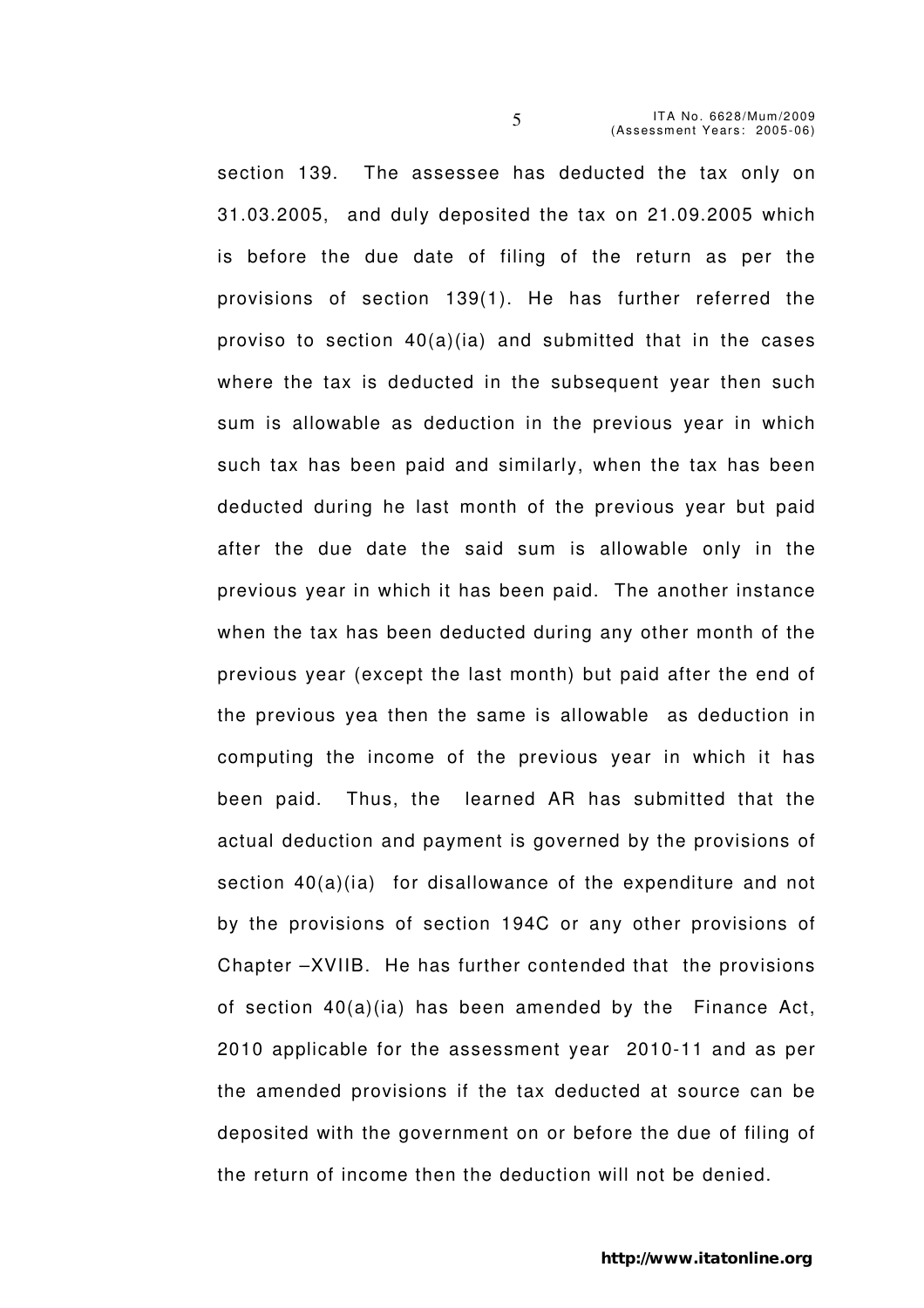section 139. The assessee has deducted the tax only on 31.03.2005, and duly deposited the tax on 21.09.2005 which is before the due date of filing of the return as per the provisions of section 139(1). He has further referred the proviso to section 40(a)(ia) and submitted that in the cases where the tax is deducted in the subsequent year then such sum is allowable as deduction in the previous year in which such tax has been paid and similarly, when the tax has been deducted during he last month of the previous year but paid after the due date the said sum is allowable only in the previous year in which it has been paid. The another instance when the tax has been deducted during any other month of the previous year (except the last month) but paid after the end of the previous yea then the same is allowable as deduction in computing the income of the previous year in which it has been paid. Thus, the learned AR has submitted that the actual deduction and payment is governed by the provisions of section 40(a)(ia) for disallowance of the expenditure and not by the provisions of section 194C or any other provisions of Chapter –XVIIB. He has further contended that the provisions of section 40(a)(ia) has been amended by the Finance Act, 2010 applicable for the assessment year 2010-11 and as per the amended provisions if the tax deducted at source can be deposited with the government on or before the due of filing of the return of income then the deduction will not be denied.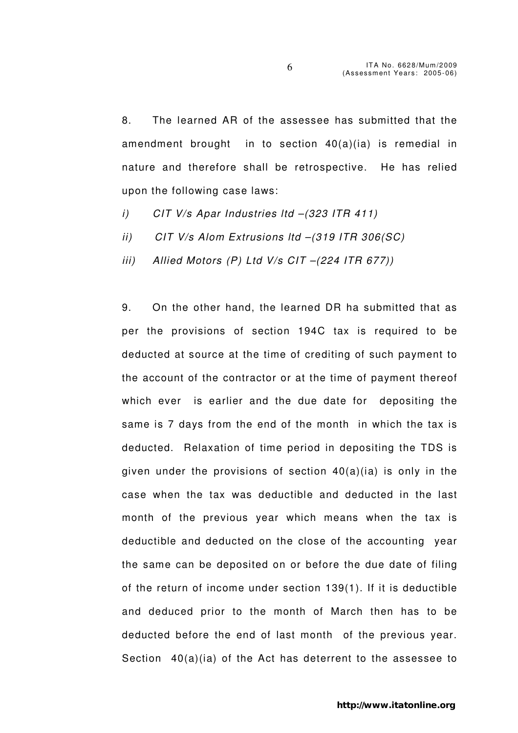8. The learned AR of the assessee has submitted that the amendment brought in to section 40(a)(ia) is remedial in nature and therefore shall be retrospective. He has relied upon the following case laws:

*i) CIT V/s Apar Industries ltd –(323 ITR 411)*

*ii) CIT V/s Alom Extrusions ltd –(319 ITR 306(SC)*

*iii) Allied Motors (P) Ltd V/s CIT –(224 ITR 677))*

9. On the other hand, the learned DR ha submitted that as per the provisions of section 194C tax is required to be deducted at source at the time of crediting of such payment to the account of the contractor or at the time of payment thereof which ever is earlier and the due date for depositing the same is 7 days from the end of the month in which the tax is deducted. Relaxation of time period in depositing the TDS is given under the provisions of section 40(a)(ia) is only in the case when the tax was deductible and deducted in the last month of the previous year which means when the tax is deductible and deducted on the close of the accounting year the same can be deposited on or before the due date of filing of the return of income under section 139(1). If it is deductible and deduced prior to the month of March then has to be deducted before the end of last month of the previous year. Section 40(a)(ia) of the Act has deterrent to the assessee to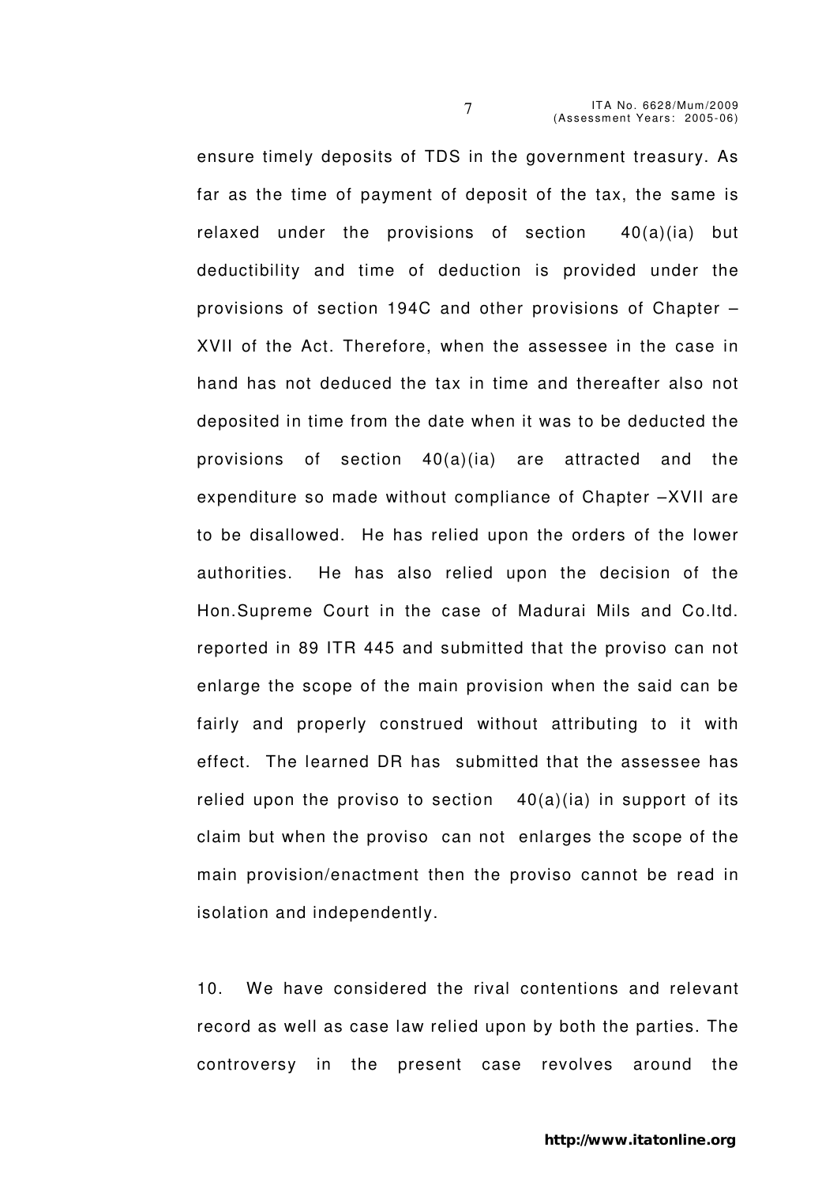ensure timely deposits of TDS in the government treasury. As far as the time of payment of deposit of the tax, the same is relaxed under the provisions of section 40(a)(ia) but deductibility and time of deduction is provided under the provisions of section 194C and other provisions of Chapter –XVII of the Act. Therefore, when the assessee in the case in hand has not deduced the tax in time and thereafter also not deposited in time from the date when it was to be deducted the provisions of section 40(a)(ia) are attracted and the expenditure so made without compliance of Chapter –XVII are to be disallowed. He has relied upon the orders of the lower authorities. He has also relied upon the decision of the Hon.Supreme Court in the case of Madurai Mils and Co.ltd. reported in 89 ITR 445 and submitted that the proviso can not enlarge the scope of the main provision when the said can be fairly and properly construed without attributing to it with effect. The learned DR has submitted that the assessee has relied upon the proviso to section 40(a)(ia) in support of its claim but when the proviso can not enlarges the scope of the main provision/enactment then the proviso cannot be read in isolation and independently.

10. We have considered the rival contentions and relevant record as well as case law relied upon by both the parties. The controversy in the present case revolves around the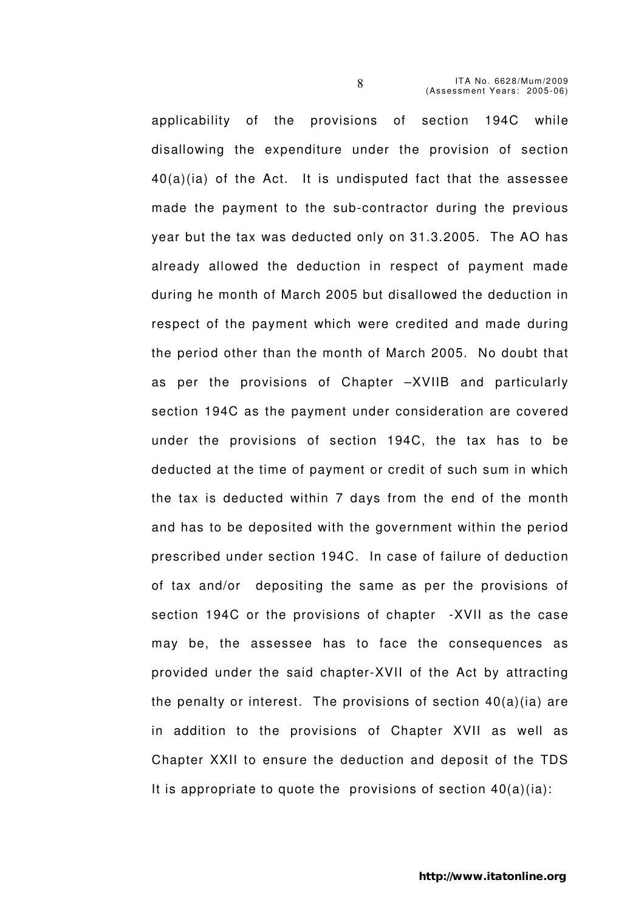applicability of the provisions of section 194C while disallowing the expenditure under the provision of section 40(a)(ia) of the Act. It is undisputed fact that the assessee made the payment to the sub-contractor during the previous year but the tax was deducted only on 31.3.2005. The AO has already allowed the deduction in respect of payment made during he month of March 2005 but disallowed the deduction in respect of the payment which were credited and made during the period other than the month of March 2005. No doubt that as per the provisions of Chapter –XVIIB and particularly section 194C as the payment under consideration are covered under the provisions of section 194C, the tax has to be deducted at the time of payment or credit of such sum in which the tax is deducted within 7 days from the end of the month and has to be deposited with the government within the period prescribed under section 194C. In case of failure of deduction of tax and/or depositing the same as per the provisions of section 194C or the provisions of chapter -XVII as the case may be, the assessee has to face the consequences as provided under the said chapter-XVII of the Act by attracting the penalty or interest. The provisions of section 40(a)(ia) are in addition to the provisions of Chapter XVII as well as Chapter XXII to ensure the deduction and deposit of the TDS It is appropriate to quote the provisions of section 40(a)(ia):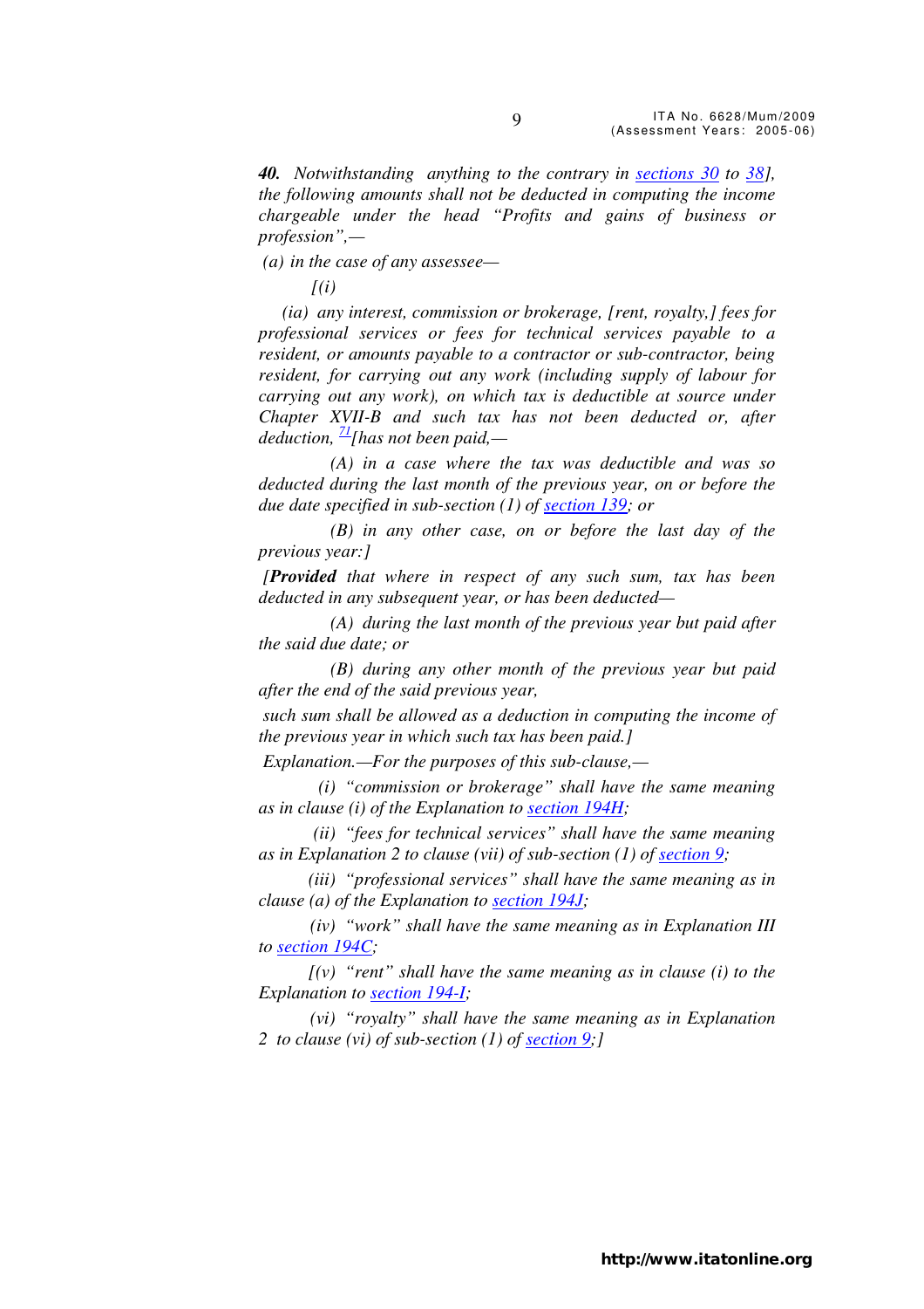***40.*** *Notwithstanding anything to the contrary in sections 30 to 38], the following amounts shall not be deducted in computing the income chargeable under the head "Profits and gains of business or profession",—*

*(a) in the case of any assessee—*

*[(i)*

*(ia) any interest, commission or brokerage, [rent, royalty,] fees for professional services or fees for technical services payable to a resident, or amounts payable to a contractor or sub-contractor, being resident, for carrying out any work (including supply of labour for carrying out any work), on which tax is deductible at source under Chapter XVII-B and such tax has not been deducted or, after deduction,* [71]*[has not been paid,—*

*(A) in a case where the tax was deductible and was so deducted during the last month of the previous year, on or before the due date specified in sub-section (1) of section 139; or*

*(B) in any other case, on or before the last day of the previous year:]*

*[**Provided** that where in respect of any such sum, tax has been deducted in any subsequent year, or has been deducted—*

*(A) during the last month of the previous year but paid after the said due date; or*

*(B) during any other month of the previous year but paid after the end of the said previous year,*

*such sum shall be allowed as a deduction in computing the income of the previous year in which such tax has been paid.]*

*Explanation.—For the purposes of this sub-clause,—*

*(i) "commission or brokerage" shall have the same meaning as in clause (i) of the Explanation to section 194H;*

*(ii) "fees for technical services" shall have the same meaning as in Explanation 2 to clause (vii) of sub-section (1) of section 9;*

*(iii) "professional services" shall have the same meaning as in clause (a) of the Explanation to section 194J;*

*(iv) "work" shall have the same meaning as in Explanation III to section 194C;*

*[(v) "rent" shall have the same meaning as in clause (i) to the Explanation to section 194-I;*

*(vi) "royalty" shall have the same meaning as in Explanation 2 to clause (vi) of sub-section (1) of section 9;]*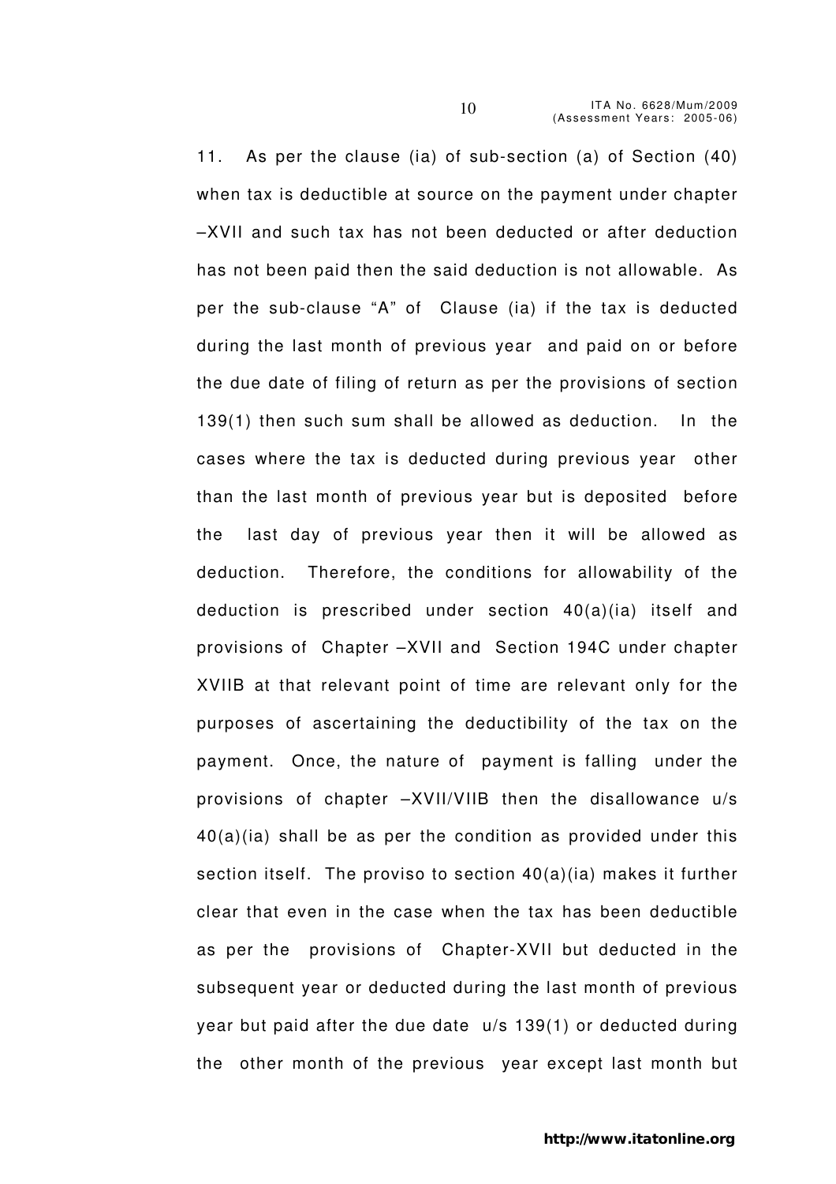11. As per the clause (ia) of sub-section (a) of Section (40) when tax is deductible at source on the payment under chapter –XVII and such tax has not been deducted or after deduction has not been paid then the said deduction is not allowable. As per the sub-clause "A" of Clause (ia) if the tax is deducted during the last month of previous year and paid on or before the due date of filing of return as per the provisions of section 139(1) then such sum shall be allowed as deduction. In the cases where the tax is deducted during previous year other than the last month of previous year but is deposited before the last day of previous year then it will be allowed as deduction. Therefore, the conditions for allowability of the deduction is prescribed under section 40(a)(ia) itself and provisions of Chapter –XVII and Section 194C under chapter XVIIB at that relevant point of time are relevant only for the purposes of ascertaining the deductibility of the tax on the payment. Once, the nature of payment is falling under the provisions of chapter –XVII/VIIB then the disallowance u/s 40(a)(ia) shall be as per the condition as provided under this section itself. The proviso to section 40(a)(ia) makes it further clear that even in the case when the tax has been deductible as per the provisions of Chapter-XVII but deducted in the subsequent year or deducted during the last month of previous year but paid after the due date u/s 139(1) or deducted during the other month of the previous year except last month but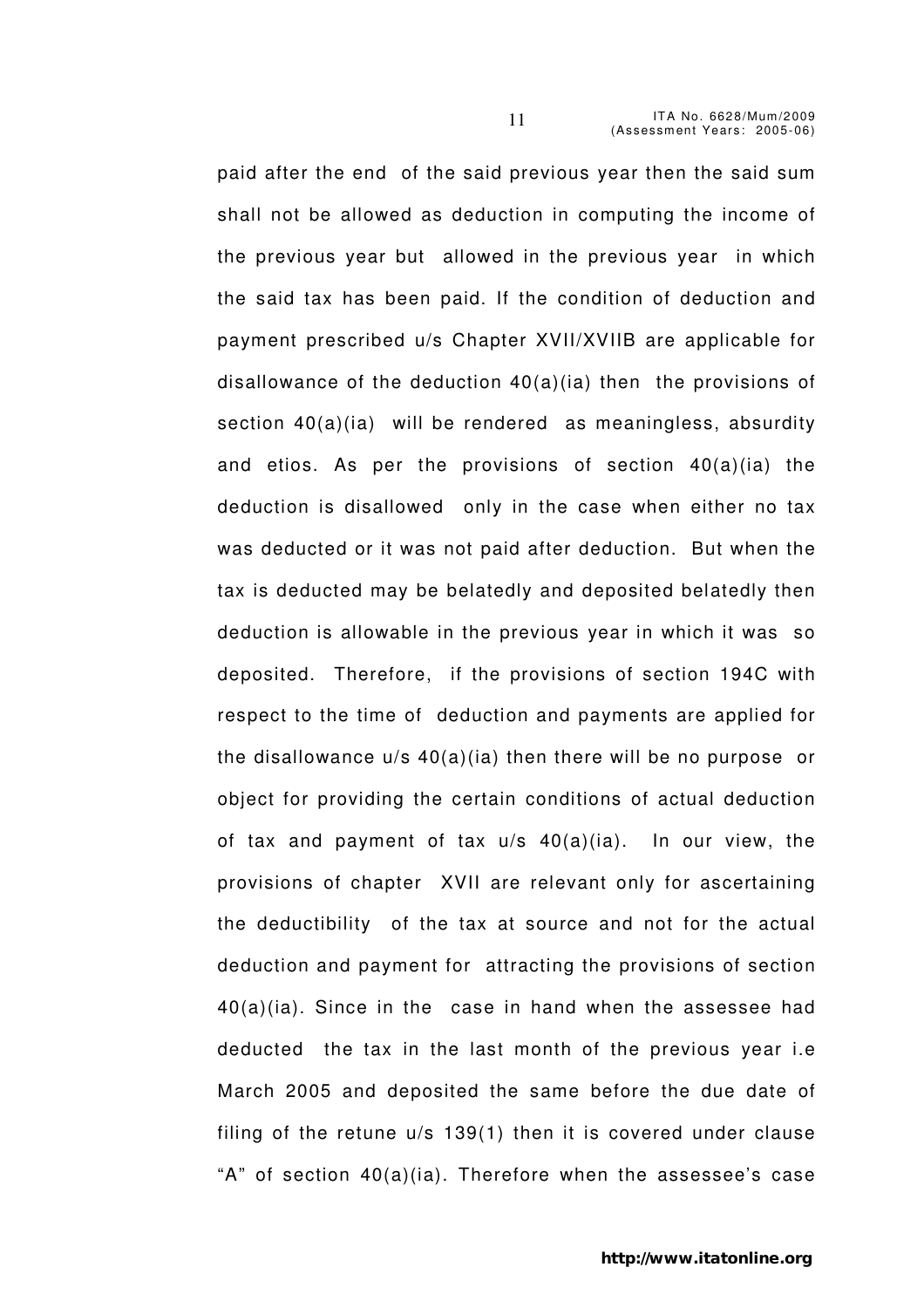paid after the end of the said previous year then the said sum shall not be allowed as deduction in computing the income of the previous year but allowed in the previous year in which the said tax has been paid. If the condition of deduction and payment prescribed u/s Chapter XVII/XVIIB are applicable for disallowance of the deduction 40(a)(ia) then the provisions of section 40(a)(ia) will be rendered as meaningless, absurdity and etios. As per the provisions of section 40(a)(ia) the deduction is disallowed only in the case when either no tax was deducted or it was not paid after deduction. But when the tax is deducted may be belatedly and deposited belatedly then deduction is allowable in the previous year in which it was so deposited. Therefore, if the provisions of section 194C with respect to the time of deduction and payments are applied for the disallowance u/s 40(a)(ia) then there will be no purpose or object for providing the certain conditions of actual deduction of tax and payment of tax u/s 40(a)(ia). In our view, the provisions of chapter XVII are relevant only for ascertaining the deductibility of the tax at source and not for the actual deduction and payment for attracting the provisions of section 40(a)(ia). Since in the case in hand when the assessee had deducted the tax in the last month of the previous year i.e March 2005 and deposited the same before the due date of filing of the retune u/s 139(1) then it is covered under clause "A" of section 40(a)(ia). Therefore when the assessee's case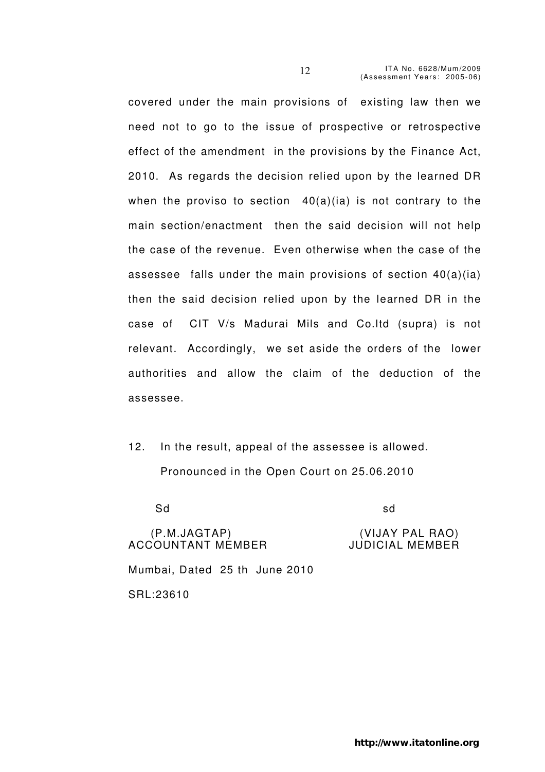covered under the main provisions of existing law then we need not to go to the issue of prospective or retrospective effect of the amendment in the provisions by the Finance Act, 2010. As regards the decision relied upon by the learned DR when the proviso to section 40(a)(ia) is not contrary to the main section/enactment then the said decision will not help the case of the revenue. Even otherwise when the case of the assessee falls under the main provisions of section 40(a)(ia) then the said decision relied upon by the learned DR in the case of CIT V/s Madurai Mils and Co.ltd (supra) is not relevant. Accordingly, we set aside the orders of the lower authorities and allow the claim of the deduction of the assessee.

12. In the result, appeal of the assessee is allowed.

Pronounced in the Open Court on 25.06.2010

| Sd | sd |
|---|---|
| (P.M.JAGTAP) | (VIJAY PAL RAO) |
| ACCOUNTANT MEMBER | JUDICIAL MEMBER |

Mumbai, Dated 25 th June 2010

SRL:23610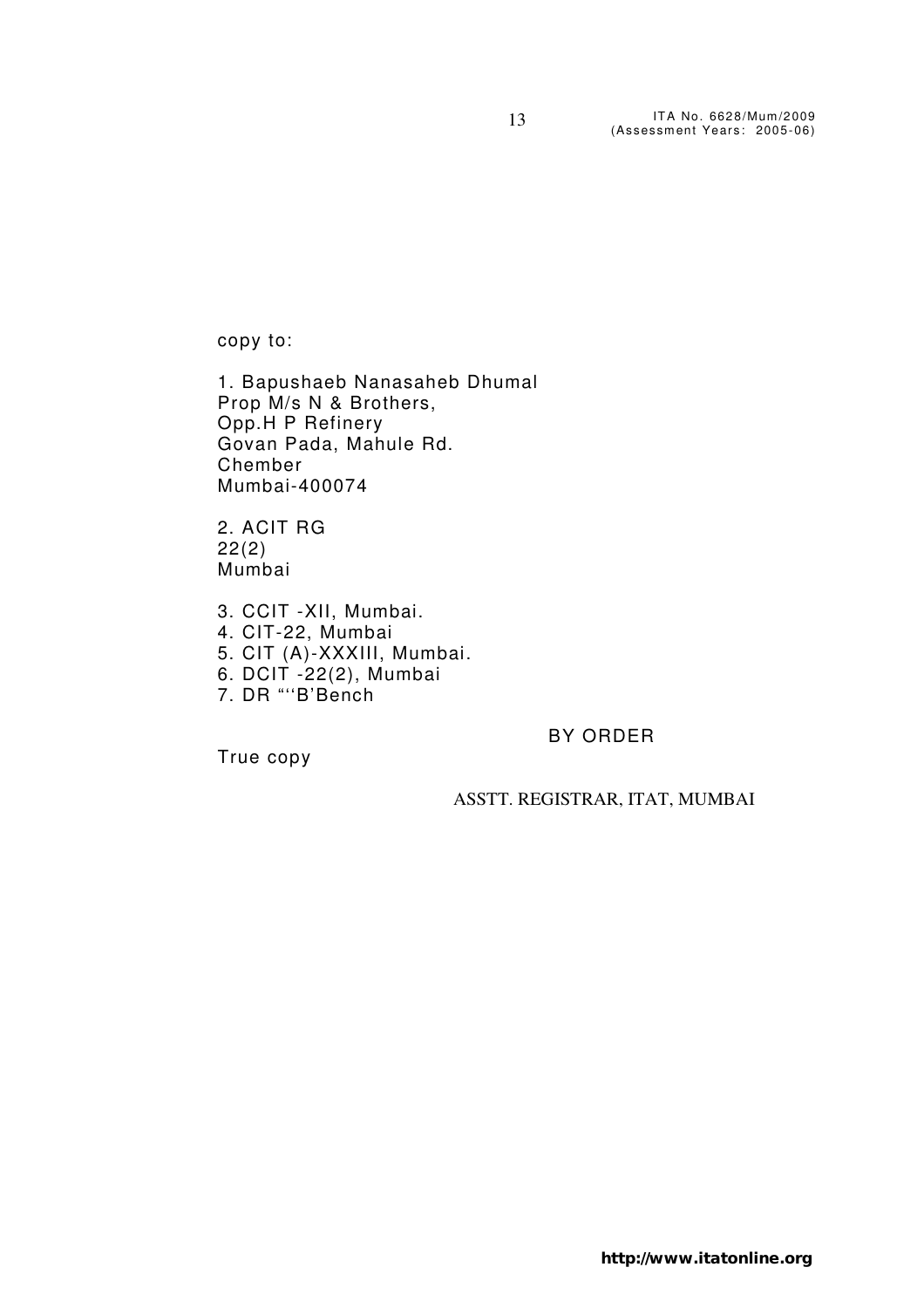copy to:

1. Bapushaeb Nanasaheb Dhumal
Prop M/s N & Brothers,
Opp.H P Refinery
Govan Pada, Mahule Rd.
Chember
Mumbai-400074

2. ACIT RG
22(2)
Mumbai

3. CCIT -XII, Mumbai.
4. CIT-22, Mumbai
5. CIT (A)-XXXIII, Mumbai.
6. DCIT -22(2), Mumbai
7. DR "''B'Bench

BY ORDER

True copy

ASSTT. REGISTRAR, ITAT, MUMBAI